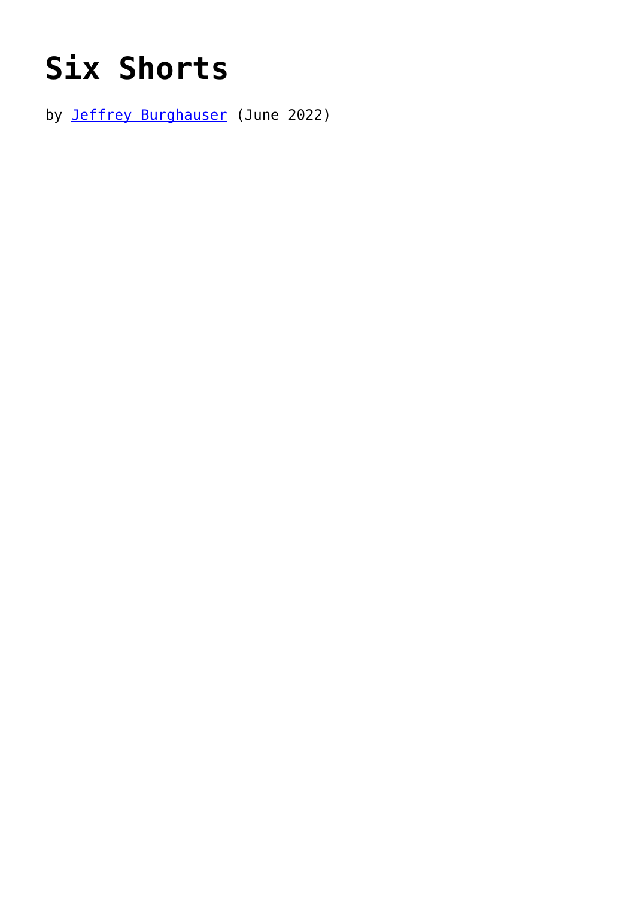# Six Shorts

by [Jeffrey Burghauser] (June 2022)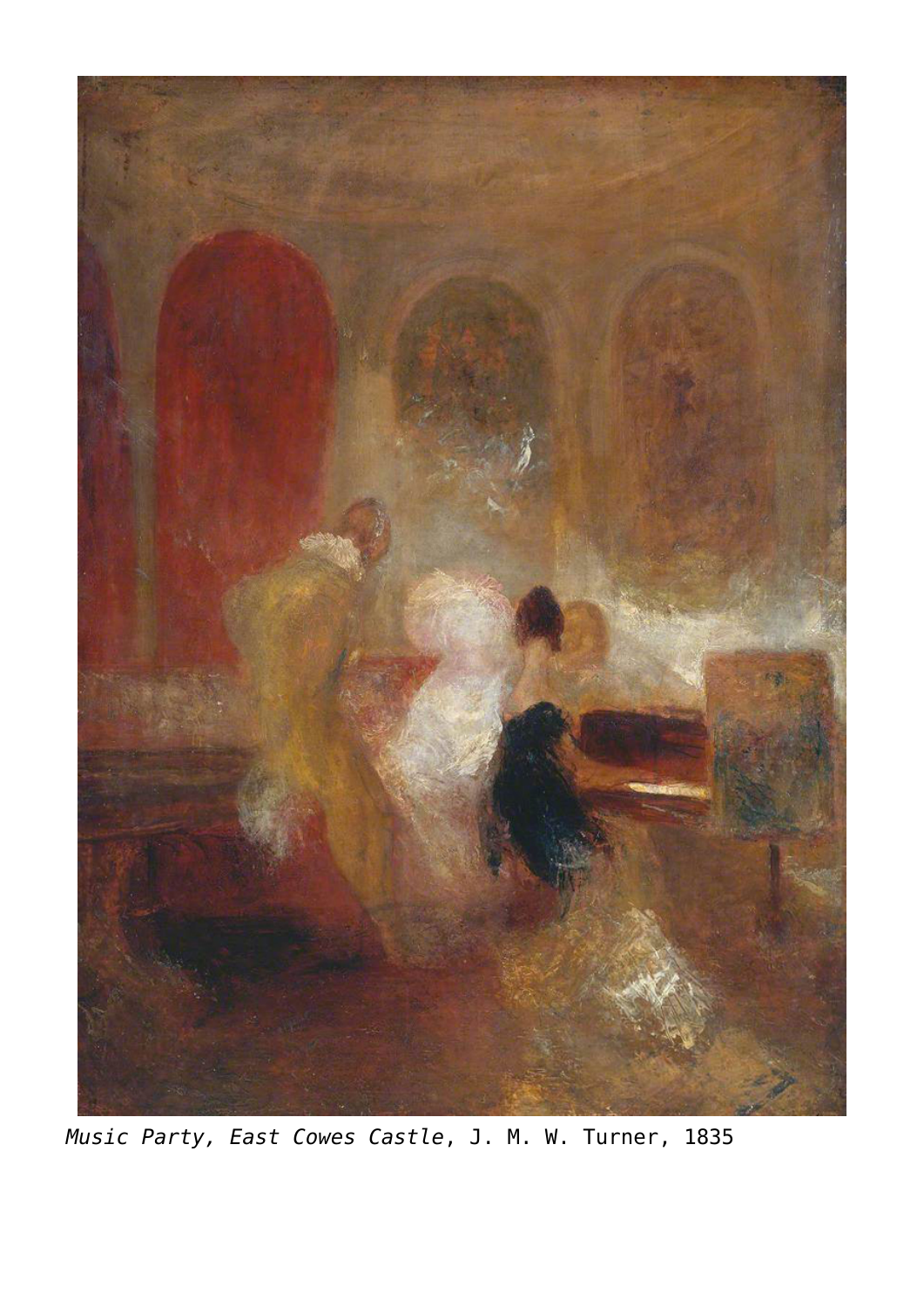*Music Party, East Cowes Castle*, J. M. W. Turner, 1835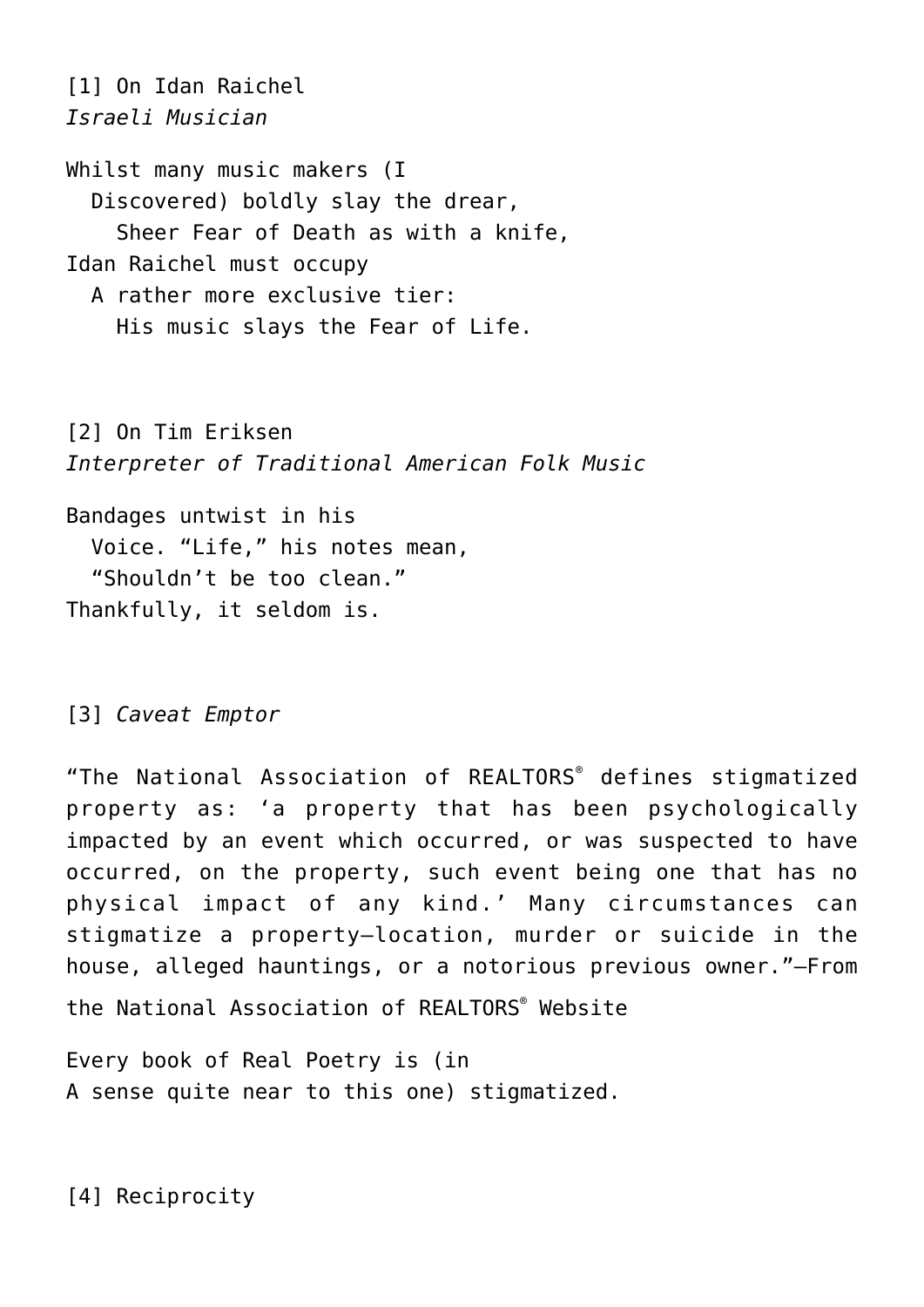[1] On Idan Raichel
*Israeli Musician*

Whilst many music makers (I
  Discovered) boldly slay the drear,
    Sheer Fear of Death as with a knife,
Idan Raichel must occupy
  A rather more exclusive tier:
    His music slays the Fear of Life.

[2] On Tim Eriksen
*Interpreter of Traditional American Folk Music*

Bandages untwist in his
  Voice. “Life,” his notes mean,
  “Shouldn’t be too clean.”
Thankfully, it seldom is.

[3] *Caveat Emptor*

“The National Association of REALTORS® defines stigmatized property as: ‘a property that has been psychologically impacted by an event which occurred, or was suspected to have occurred, on the property, such event being one that has no physical impact of any kind.’ Many circumstances can stigmatize a property—location, murder or suicide in the house, alleged hauntings, or a notorious previous owner.”—From the National Association of REALTORS® Website

Every book of Real Poetry is (in
A sense quite near to this one) stigmatized.

[4] Reciprocity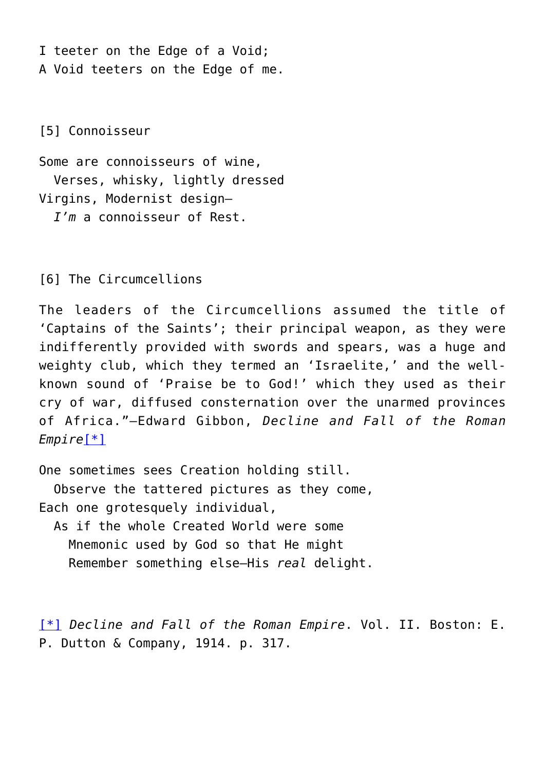I teeter on the Edge of a Void;  
A Void teeters on the Edge of me.

## [5] Connoisseur

Some are connoisseurs of wine,  
  Verses, whisky, lightly dressed  
Virgins, Modernist design—  
  *I'm* a connoisseur of Rest.

## [6] The Circumcellions

The leaders of the Circumcellions assumed the title of 'Captains of the Saints'; their principal weapon, as they were indifferently provided with swords and spears, was a huge and weighty club, which they termed an 'Israelite,' and the well-known sound of 'Praise be to God!' which they used as their cry of war, diffused consternation over the unarmed provinces of Africa."—Edward Gibbon, *Decline and Fall of the Roman Empire*[*]

One sometimes sees Creation holding still.  
  Observe the tattered pictures as they come,  
Each one grotesquely individual,  
  As if the whole Created World were some  
    Mnemonic used by God so that He might  
    Remember something else—His *real* delight.

[*] *Decline and Fall of the Roman Empire*. Vol. II. Boston: E. P. Dutton & Company, 1914. p. 317.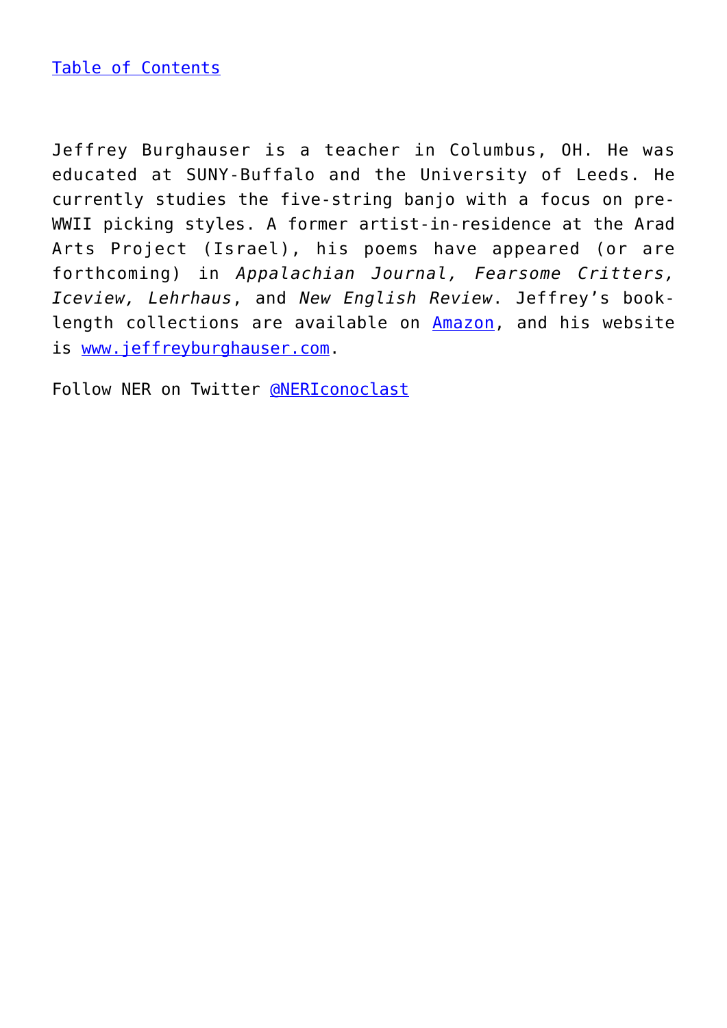Table of Contents

Jeffrey Burghauser is a teacher in Columbus, OH. He was educated at SUNY-Buffalo and the University of Leeds. He currently studies the five-string banjo with a focus on pre-WWII picking styles. A former artist-in-residence at the Arad Arts Project (Israel), his poems have appeared (or are forthcoming) in *Appalachian Journal, Fearsome Critters, Iceview, Lehrhaus*, and *New English Review*. Jeffrey's book-length collections are available on Amazon, and his website is www.jeffreyburghauser.com.

Follow NER on Twitter @NERIconoclast